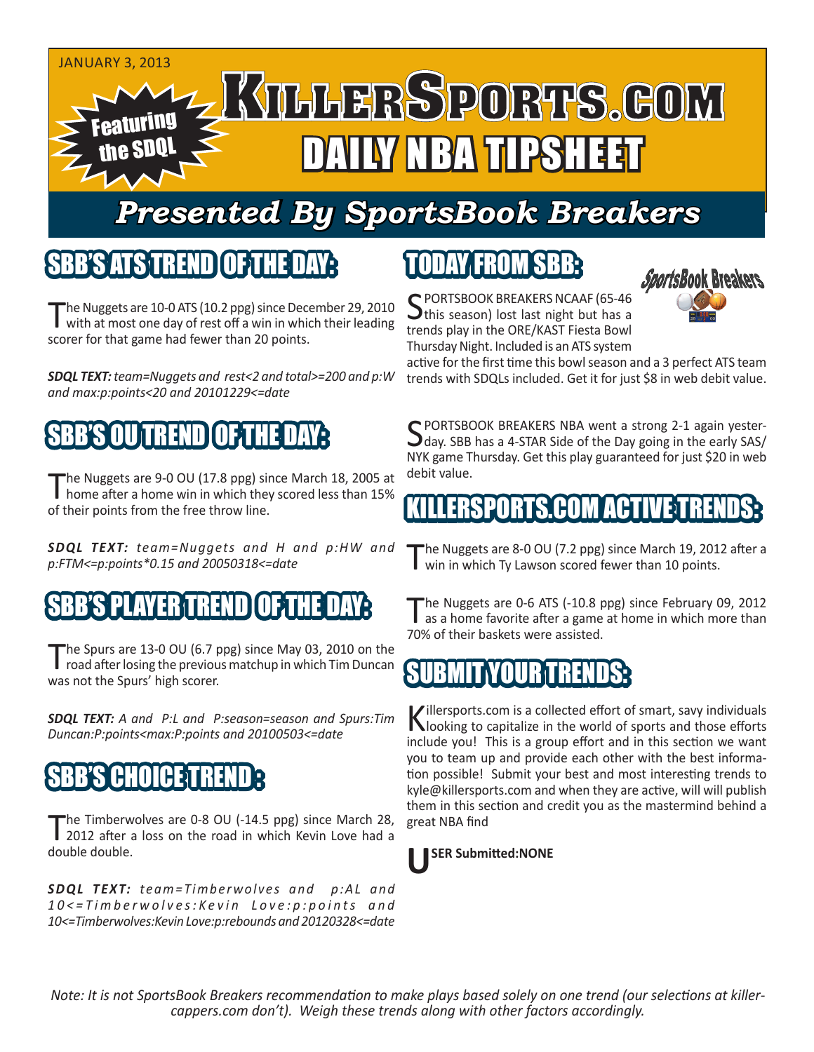JANUARY 3, 2013

# KillerSports.com

## DAILY NBA TIPSHEET

Featuring the SDQL

*Presented By SportsBook Breakers*

## SBB'S ATS TREND OF THE DAY:

The Nuggets are 10-0 ATS (10.2 ppg) since December 29, 2010 with at most one day of rest off a win in which their leading scorer for that game had fewer than 20 points.

***SDQL TEXT:*** *team=Nuggets and rest<2 and total>=200 and p:W and max:p:points<20 and 20101229<=date*

## SBB'S OU TREND OF THE DAY:

The Nuggets are 9-0 OU (17.8 ppg) since March 18, 2005 at home after a home win in which they scored less than 15% of their points from the free throw line.

***SDQL TEXT:*** *team=Nuggets and H and p:HW and p:FTM<=p:points*0.15 and 20050318<=date*

## SBB'S PLAYER TREND OF THE DAY:

The Spurs are 13-0 OU (6.7 ppg) since May 03, 2010 on the road after losing the previous matchup in which Tim Duncan was not the Spurs' high scorer.

***SDQL TEXT:*** *A and P:L and P:season=season and Spurs:Tim Duncan:P:points<max:P:points and 20100503<=date*

## SBB'S CHOICE TREND:

The Timberwolves are 0-8 OU (-14.5 ppg) since March 28, 2012 after a loss on the road in which Kevin Love had a double double.

***SDQL TEXT:*** *team=Timberwolves and p:AL and 10<=Timberwolves:Kevin Love:p:points and 10<=Timberwolves:Kevin Love:p:rebounds and 20120328<=date*

## TODAY FROM SBB:

SPORTSBOOK BREAKERS NCAAF (65-46 this season) lost last night but has a trends play in the ORE/KAST Fiesta Bowl Thursday Night. Included is an ATS system active for the first time this bowl season and a 3 perfect ATS team trends with SDQLs included. Get it for just $8 in web debit value.

SPORTSBOOK BREAKERS NBA went a strong 2-1 again yesterday. SBB has a 4-STAR Side of the Day going in the early SAS/NYK game Thursday. Get this play guaranteed for just $20 in web debit value.

## KILLERSPORTS.COM ACTIVE TRENDS:

The Nuggets are 8-0 OU (7.2 ppg) since March 19, 2012 after a win in which Ty Lawson scored fewer than 10 points.

The Nuggets are 0-6 ATS (-10.8 ppg) since February 09, 2012 as a home favorite after a game at home in which more than 70% of their baskets were assisted.

## SUBMIT YOUR TRENDS:

Killersports.com is a collected effort of smart, savy individuals looking to capitalize in the world of sports and those efforts include you! This is a group effort and in this section we want you to team up and provide each other with the best information possible! Submit your best and most interesting trends to kyle@killersports.com and when they are active, will will publish them in this section and credit you as the mastermind behind a great NBA find

**USER Submitted:NONE**

*Note: It is not SportsBook Breakers recommendation to make plays based solely on one trend (our selections at killercappers.com don't). Weigh these trends along with other factors accordingly.*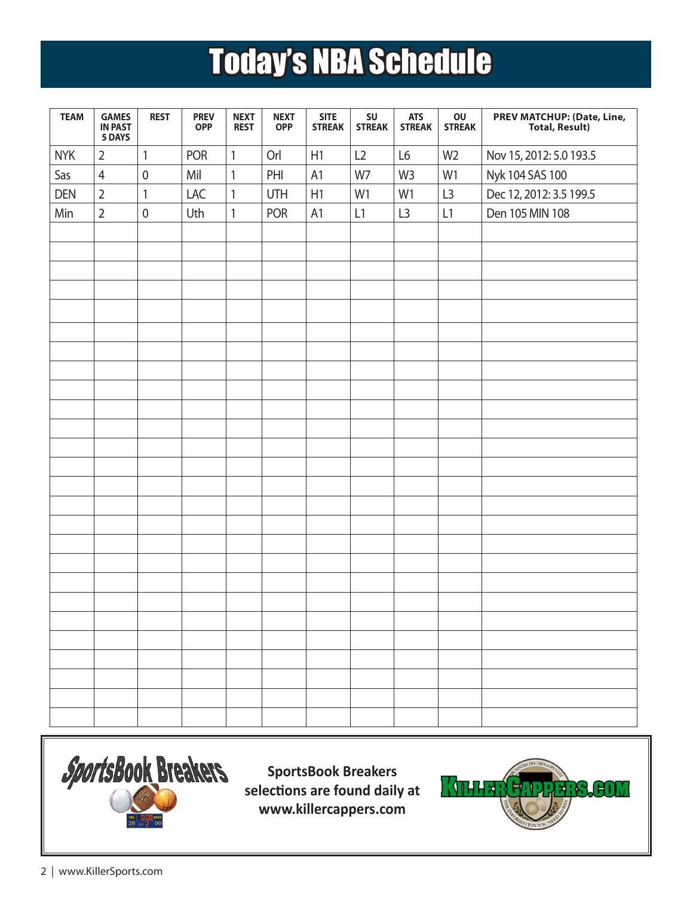# Today's NBA Schedule

| TEAM | GAMES IN PAST 5 DAYS | REST | PREV OPP | NEXT REST | NEXT OPP | SITE STREAK | SU STREAK | ATS STREAK | OU STREAK | PREV MATCHUP: (Date, Line, Total, Result) |
|---|---|---|---|---|---|---|---|---|---|---|
| NYK | 2 | 1 | POR | 1 | Orl | H1 | L2 | L6 | W2 | Nov 15, 2012: 5.0 193.5 |
| Sas | 4 | 0 | Mil | 1 | PHI | A1 | W7 | W3 | W1 | Nyk 104 SAS 100 |
| DEN | 2 | 1 | LAC | 1 | UTH | H1 | W1 | W1 | L3 | Dec 12, 2012: 3.5 199.5 |
| Min | 2 | 0 | Uth | 1 | POR | A1 | L1 | L3 | L1 | Den 105 MIN 108 |
| | | | | | | | | | | |
| | | | | | | | | | | |
| | | | | | | | | | | |
| | | | | | | | | | | |
| | | | | | | | | | | |
| | | | | | | | | | | |
| | | | | | | | | | | |
| | | | | | | | | | | |
| | | | | | | | | | | |
| | | | | | | | | | | |
| | | | | | | | | | | |
| | | | | | | | | | | |
| | | | | | | | | | | |
| | | | | | | | | | | |
| | | | | | | | | | | |
| | | | | | | | | | | |
| | | | | | | | | | | |
| | | | | | | | | | | |
| | | | | | | | | | | |
| | | | | | | | | | | |
| | | | | | | | | | | |
| | | | | | | | | | | |
| | | | | | | | | | | |
| | | | | | | | | | | |
| | | | | | | | | | | |

SportsBook Breakers

**SportsBook Breakers selections are found daily at www.killercappers.com**

KILLERCAPPERS.COM

www.KillerSports.com